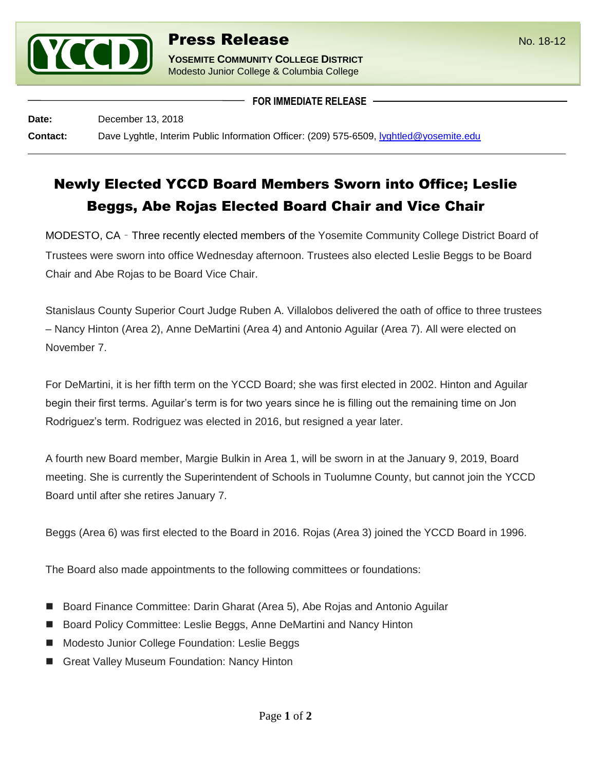**Press Release**

**YOSEMITE COMMUNITY COLLEGE DISTRICT**
Modesto Junior College & Columbia College

No. 18-12

**FOR IMMEDIATE RELEASE**

**Date:** December 13, 2018

**Contact:** Dave Lyghtle, Interim Public Information Officer: (209) 575-6509, lyghtled@yosemite.edu

# Newly Elected YCCD Board Members Sworn into Office; Leslie Beggs, Abe Rojas Elected Board Chair and Vice Chair

MODESTO, CA ‑ Three recently elected members of the Yosemite Community College District Board of Trustees were sworn into office Wednesday afternoon. Trustees also elected Leslie Beggs to be Board Chair and Abe Rojas to be Board Vice Chair.

Stanislaus County Superior Court Judge Ruben A. Villalobos delivered the oath of office to three trustees – Nancy Hinton (Area 2), Anne DeMartini (Area 4) and Antonio Aguilar (Area 7). All were elected on November 7.

For DeMartini, it is her fifth term on the YCCD Board; she was first elected in 2002. Hinton and Aguilar begin their first terms. Aguilar's term is for two years since he is filling out the remaining time on Jon Rodriguez's term. Rodriguez was elected in 2016, but resigned a year later.

A fourth new Board member, Margie Bulkin in Area 1, will be sworn in at the January 9, 2019, Board meeting. She is currently the Superintendent of Schools in Tuolumne County, but cannot join the YCCD Board until after she retires January 7.

Beggs (Area 6) was first elected to the Board in 2016. Rojas (Area 3) joined the YCCD Board in 1996.

The Board also made appointments to the following committees or foundations:

- Board Finance Committee: Darin Gharat (Area 5), Abe Rojas and Antonio Aguilar
- Board Policy Committee: Leslie Beggs, Anne DeMartini and Nancy Hinton
- Modesto Junior College Foundation: Leslie Beggs
- Great Valley Museum Foundation: Nancy Hinton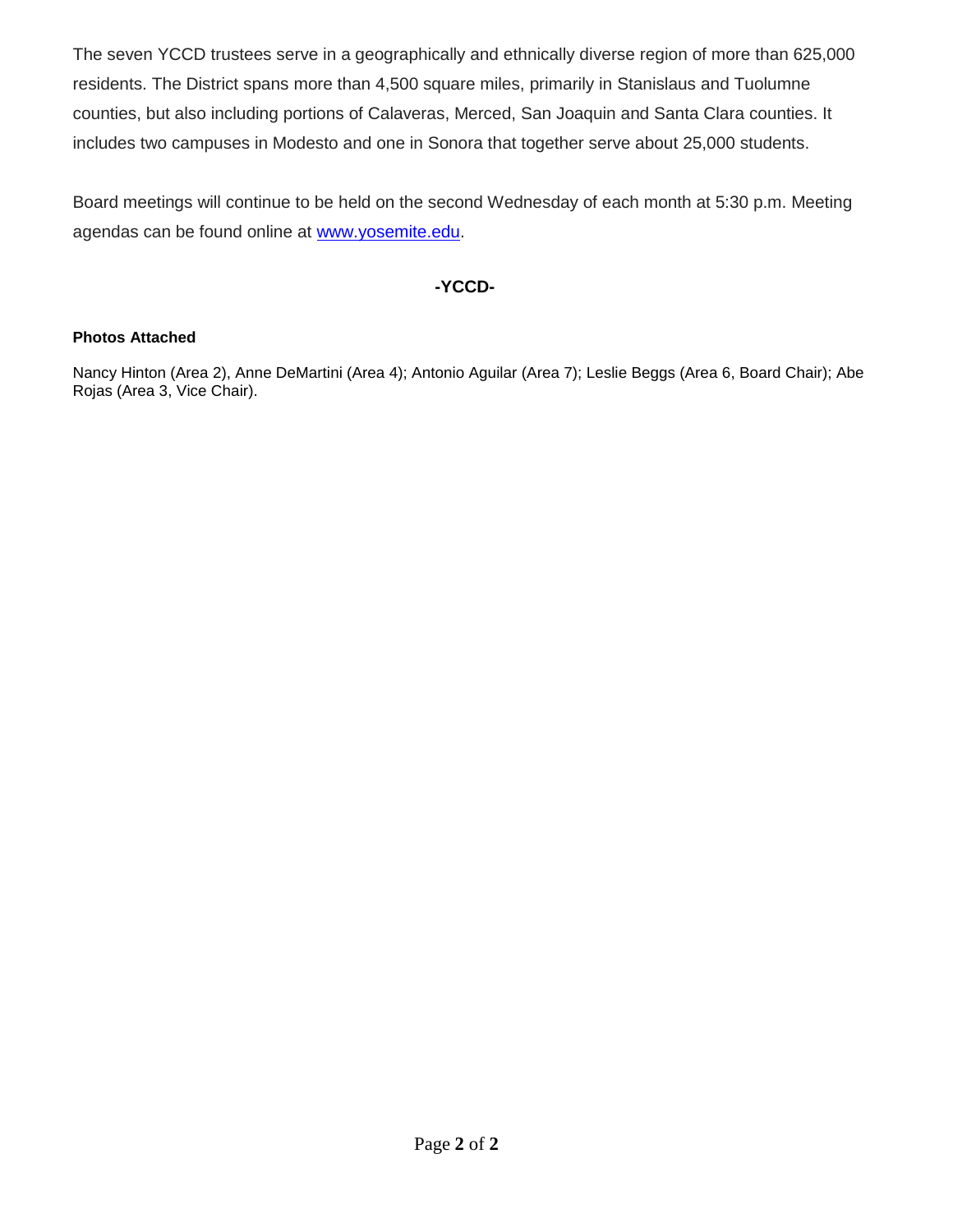The seven YCCD trustees serve in a geographically and ethnically diverse region of more than 625,000 residents. The District spans more than 4,500 square miles, primarily in Stanislaus and Tuolumne counties, but also including portions of Calaveras, Merced, San Joaquin and Santa Clara counties. It includes two campuses in Modesto and one in Sonora that together serve about 25,000 students.

Board meetings will continue to be held on the second Wednesday of each month at 5:30 p.m. Meeting agendas can be found online at [www.yosemite.edu](http://www.yosemite.edu).

**-YCCD-**

**Photos Attached**

Nancy Hinton (Area 2), Anne DeMartini (Area 4); Antonio Aguilar (Area 7); Leslie Beggs (Area 6, Board Chair); Abe Rojas (Area 3, Vice Chair).